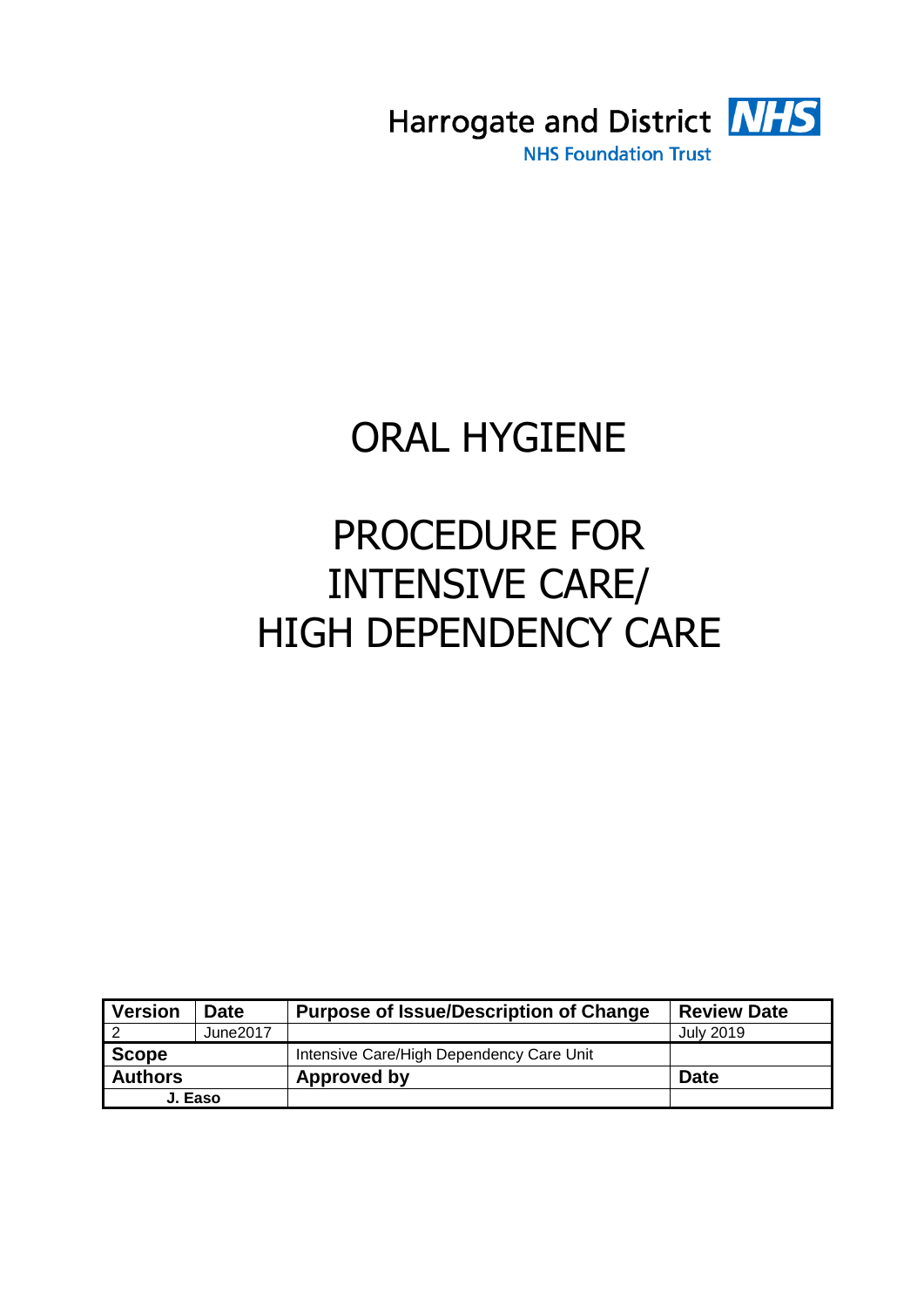Harrogate and District NHS

NHS Foundation Trust

# ORAL HYGIENE

# PROCEDURE FOR INTENSIVE CARE/ HIGH DEPENDENCY CARE

| Version | Date | Purpose of Issue/Description of Change | Review Date |
|---|---|---|---|
| 2 | June2017 | | July 2019 |
| **Scope** | | Intensive Care/High Dependency Care Unit | |
| **Authors** | | **Approved by** | **Date** |
| **J. Easo** | | | |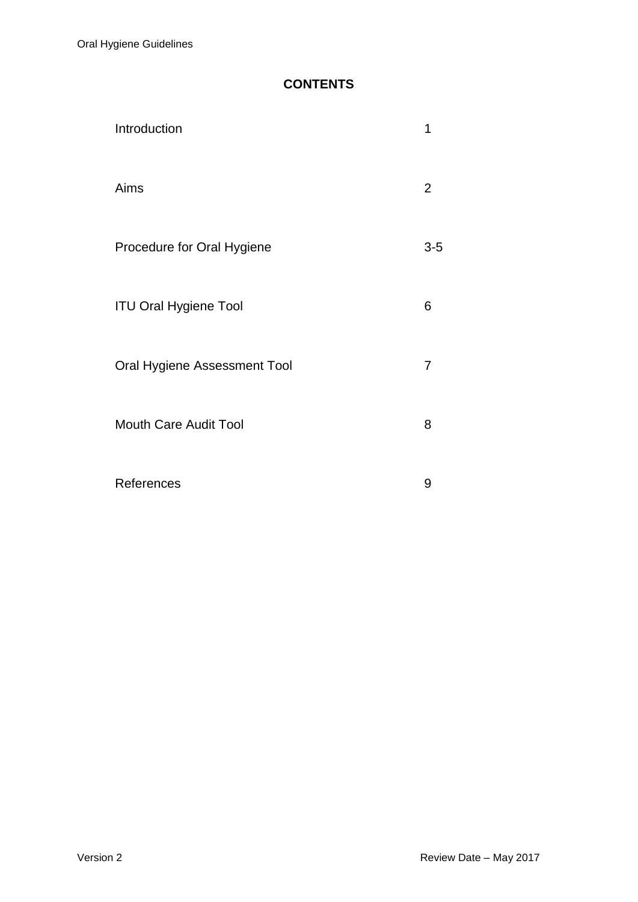## CONTENTS

| | |
|---|---|
| Introduction | 1 |
| Aims | 2 |
| Procedure for Oral Hygiene | 3-5 |
| ITU Oral Hygiene Tool | 6 |
| Oral Hygiene Assessment Tool | 7 |
| Mouth Care Audit Tool | 8 |
| References | 9 |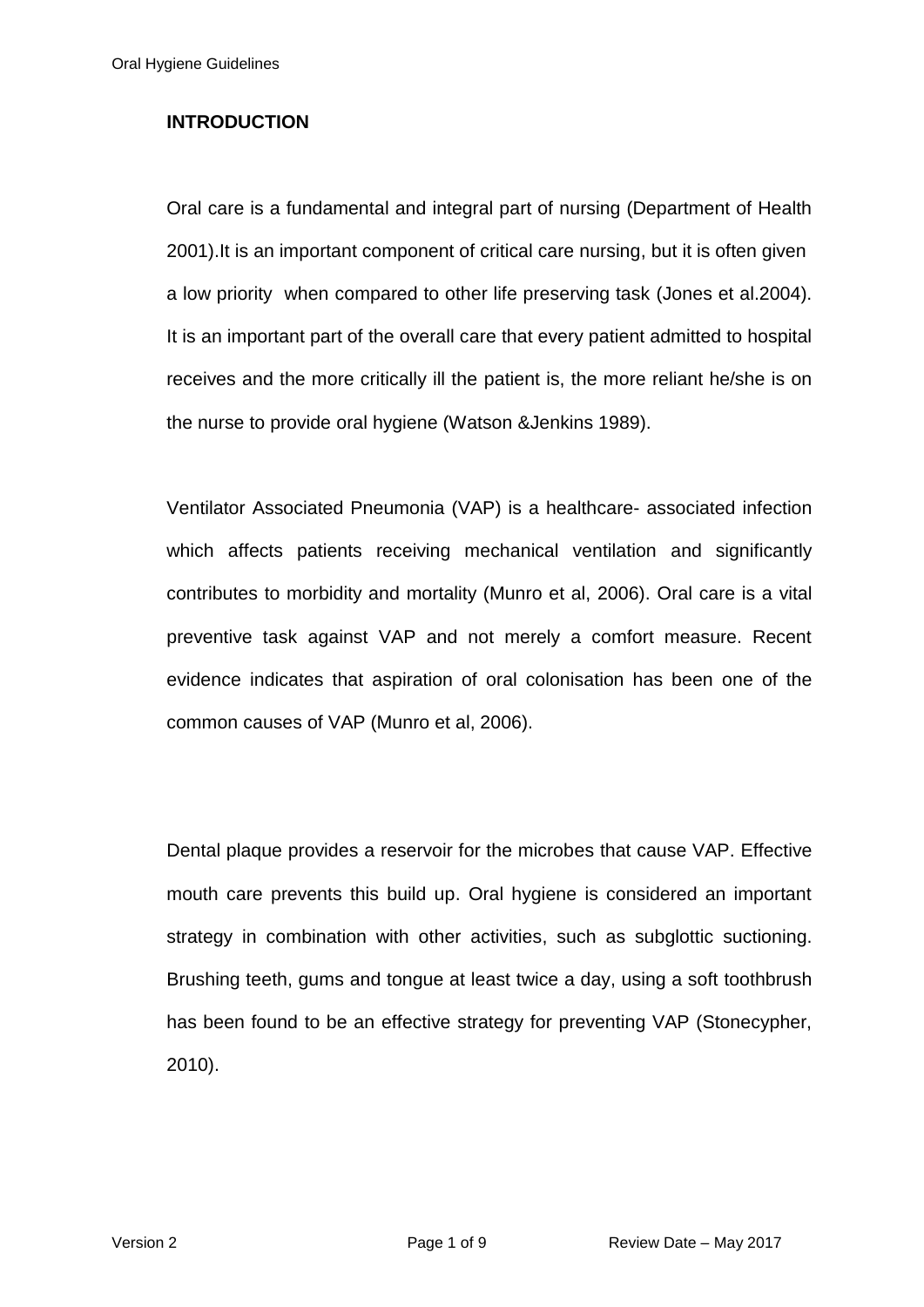## INTRODUCTION

Oral care is a fundamental and integral part of nursing (Department of Health 2001).It is an important component of critical care nursing, but it is often given a low priority when compared to other life preserving task (Jones et al.2004). It is an important part of the overall care that every patient admitted to hospital receives and the more critically ill the patient is, the more reliant he/she is on the nurse to provide oral hygiene (Watson &Jenkins 1989).

Ventilator Associated Pneumonia (VAP) is a healthcare- associated infection which affects patients receiving mechanical ventilation and significantly contributes to morbidity and mortality (Munro et al, 2006). Oral care is a vital preventive task against VAP and not merely a comfort measure. Recent evidence indicates that aspiration of oral colonisation has been one of the common causes of VAP (Munro et al, 2006).

Dental plaque provides a reservoir for the microbes that cause VAP. Effective mouth care prevents this build up. Oral hygiene is considered an important strategy in combination with other activities, such as subglottic suctioning. Brushing teeth, gums and tongue at least twice a day, using a soft toothbrush has been found to be an effective strategy for preventing VAP (Stonecypher, 2010).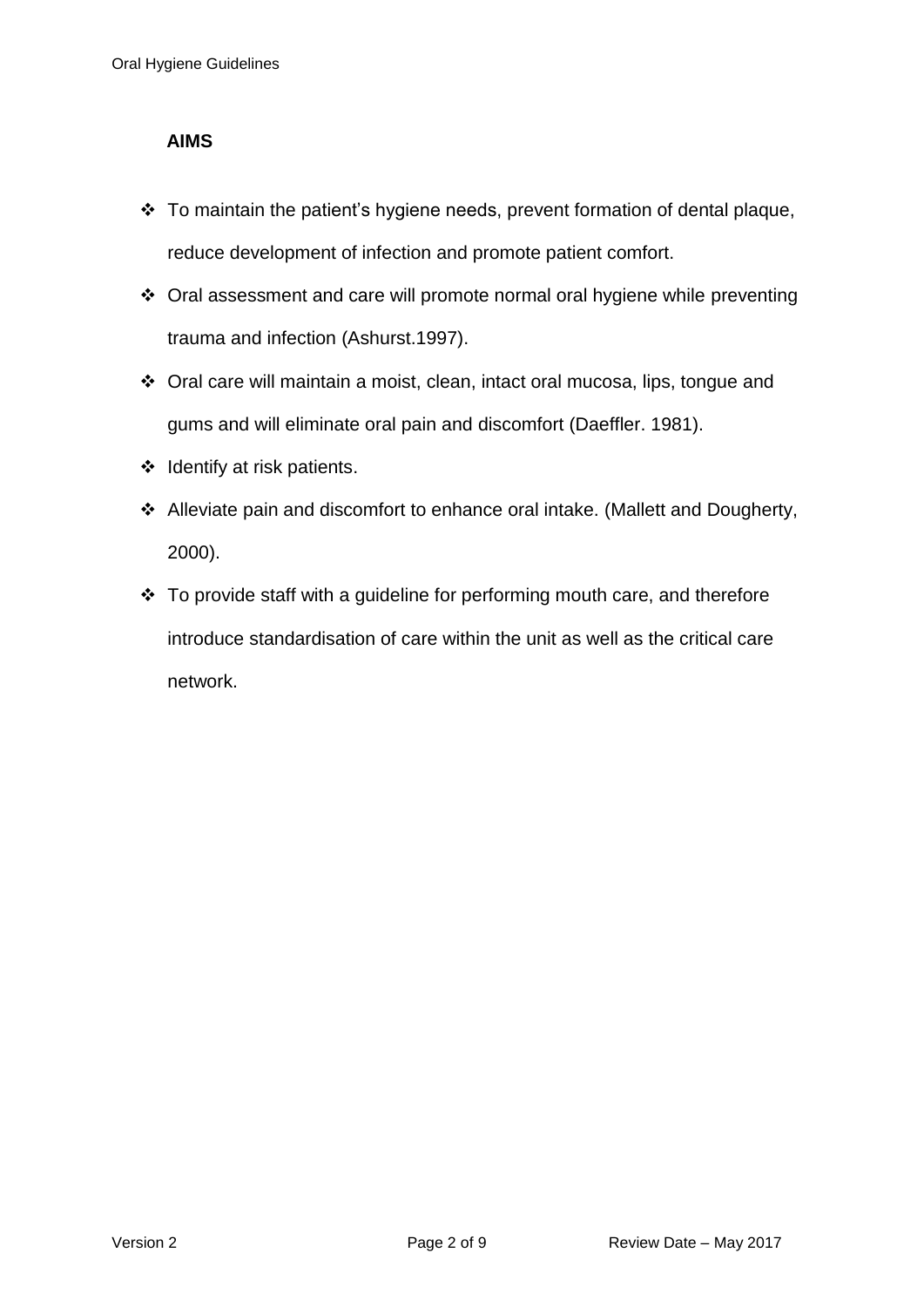## AIMS

- To maintain the patient's hygiene needs, prevent formation of dental plaque, reduce development of infection and promote patient comfort.
- Oral assessment and care will promote normal oral hygiene while preventing trauma and infection (Ashurst.1997).
- Oral care will maintain a moist, clean, intact oral mucosa, lips, tongue and gums and will eliminate oral pain and discomfort (Daeffler. 1981).
- Identify at risk patients.
- Alleviate pain and discomfort to enhance oral intake. (Mallett and Dougherty, 2000).
- To provide staff with a guideline for performing mouth care, and therefore introduce standardisation of care within the unit as well as the critical care network.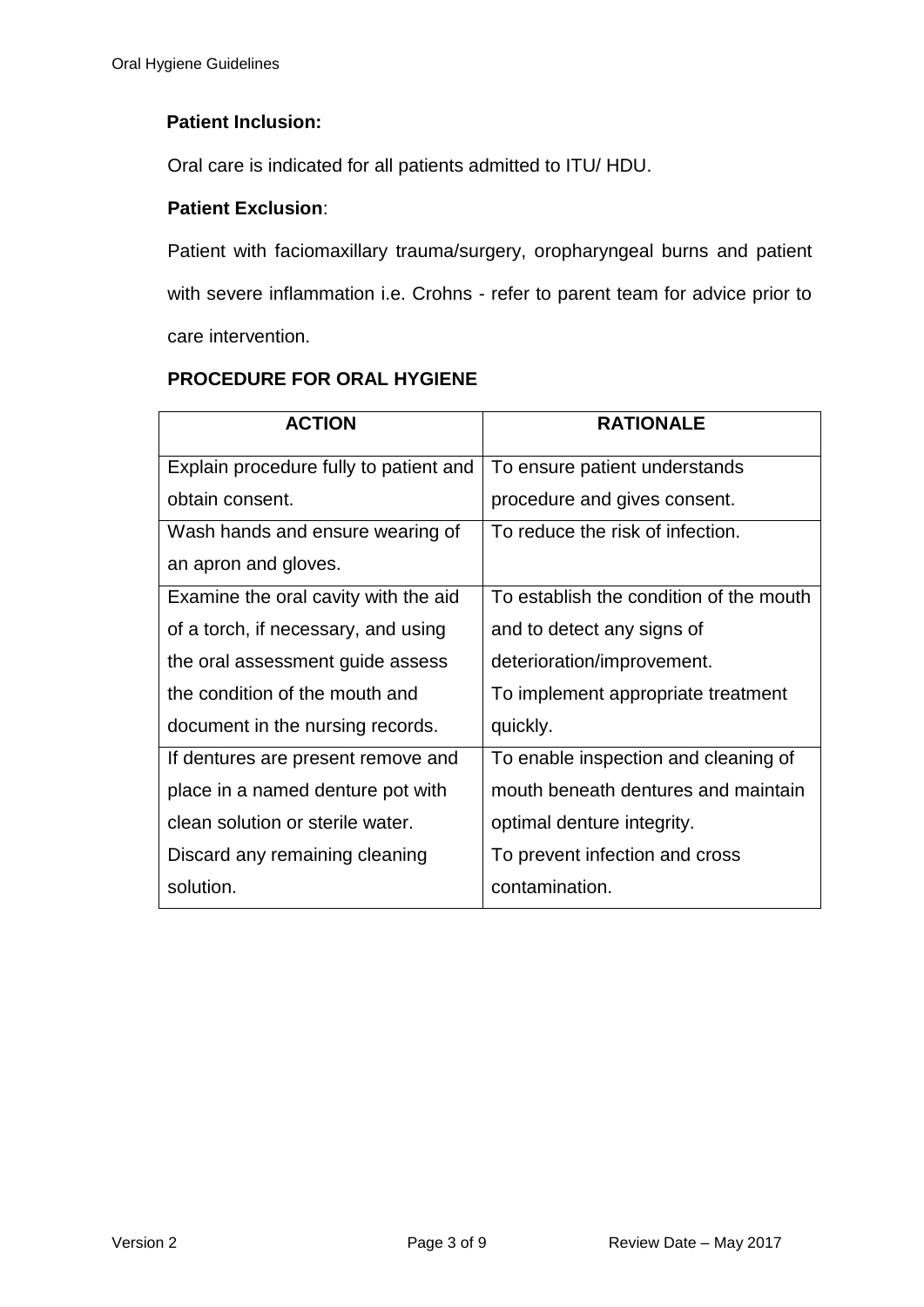**Patient Inclusion:**

Oral care is indicated for all patients admitted to ITU/ HDU.

**Patient Exclusion**:

Patient with faciomaxillary trauma/surgery, oropharyngeal burns and patient with severe inflammation i.e. Crohns - refer to parent team for advice prior to care intervention.

**PROCEDURE FOR ORAL HYGIENE**

| ACTION | RATIONALE |
|---|---|
| Explain procedure fully to patient and obtain consent. | To ensure patient understands procedure and gives consent. |
| Wash hands and ensure wearing of an apron and gloves. | To reduce the risk of infection. |
| Examine the oral cavity with the aid of a torch, if necessary, and using the oral assessment guide assess the condition of the mouth and document in the nursing records. | To establish the condition of the mouth and to detect any signs of deterioration/improvement. To implement appropriate treatment quickly. |
| If dentures are present remove and place in a named denture pot with clean solution or sterile water. Discard any remaining cleaning solution. | To enable inspection and cleaning of mouth beneath dentures and maintain optimal denture integrity. To prevent infection and cross contamination. |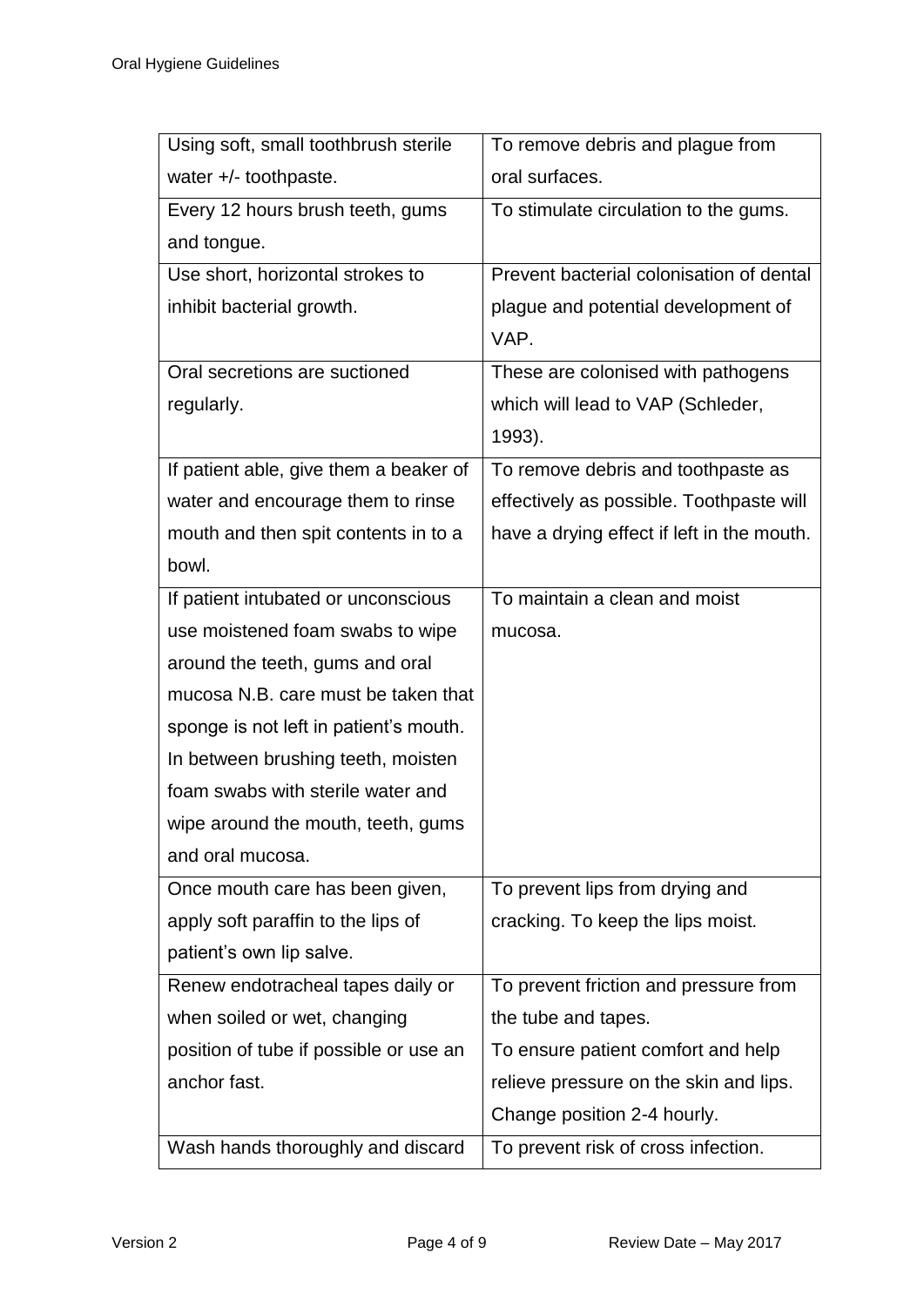| | |
|---|---|
| Using soft, small toothbrush sterile water +/- toothpaste. | To remove debris and plague from oral surfaces. |
| Every 12 hours brush teeth, gums and tongue. | To stimulate circulation to the gums. |
| Use short, horizontal strokes to inhibit bacterial growth. | Prevent bacterial colonisation of dental plague and potential development of VAP. |
| Oral secretions are suctioned regularly. | These are colonised with pathogens which will lead to VAP (Schleder, 1993). |
| If patient able, give them a beaker of water and encourage them to rinse mouth and then spit contents in to a bowl. | To remove debris and toothpaste as effectively as possible. Toothpaste will have a drying effect if left in the mouth. |
| If patient intubated or unconscious use moistened foam swabs to wipe around the teeth, gums and oral mucosa N.B. care must be taken that sponge is not left in patient's mouth. In between brushing teeth, moisten foam swabs with sterile water and wipe around the mouth, teeth, gums and oral mucosa. | To maintain a clean and moist mucosa. |
| Once mouth care has been given, apply soft paraffin to the lips of patient's own lip salve. | To prevent lips from drying and cracking. To keep the lips moist. |
| Renew endotracheal tapes daily or when soiled or wet, changing position of tube if possible or use an anchor fast. | To prevent friction and pressure from the tube and tapes.<br>To ensure patient comfort and help relieve pressure on the skin and lips. Change position 2-4 hourly. |
| Wash hands thoroughly and discard | To prevent risk of cross infection. |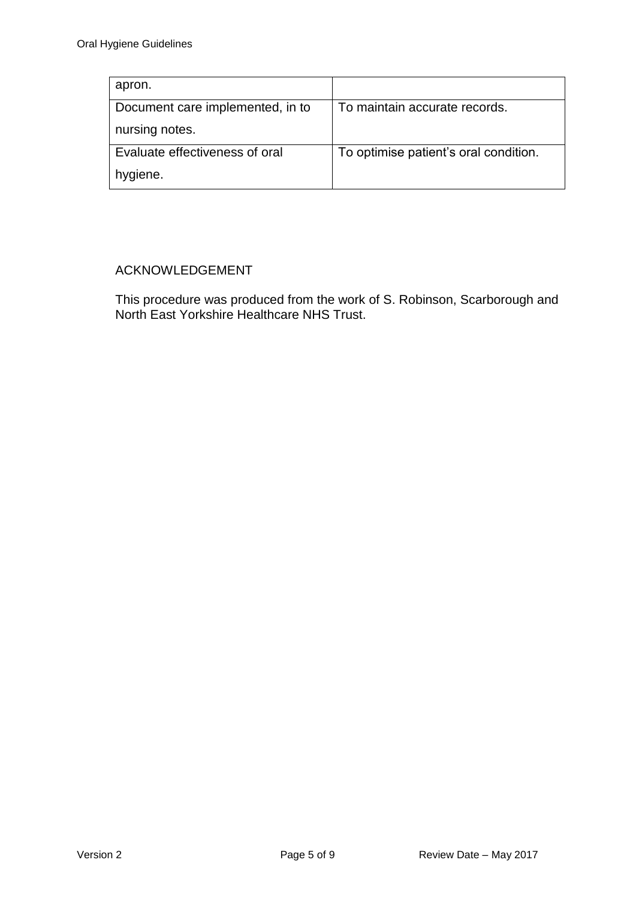| | |
|---|---|
| apron. | |
| Document care implemented, in to nursing notes. | To maintain accurate records. |
| Evaluate effectiveness of oral hygiene. | To optimise patient's oral condition. |

ACKNOWLEDGEMENT

This procedure was produced from the work of S. Robinson, Scarborough and North East Yorkshire Healthcare NHS Trust.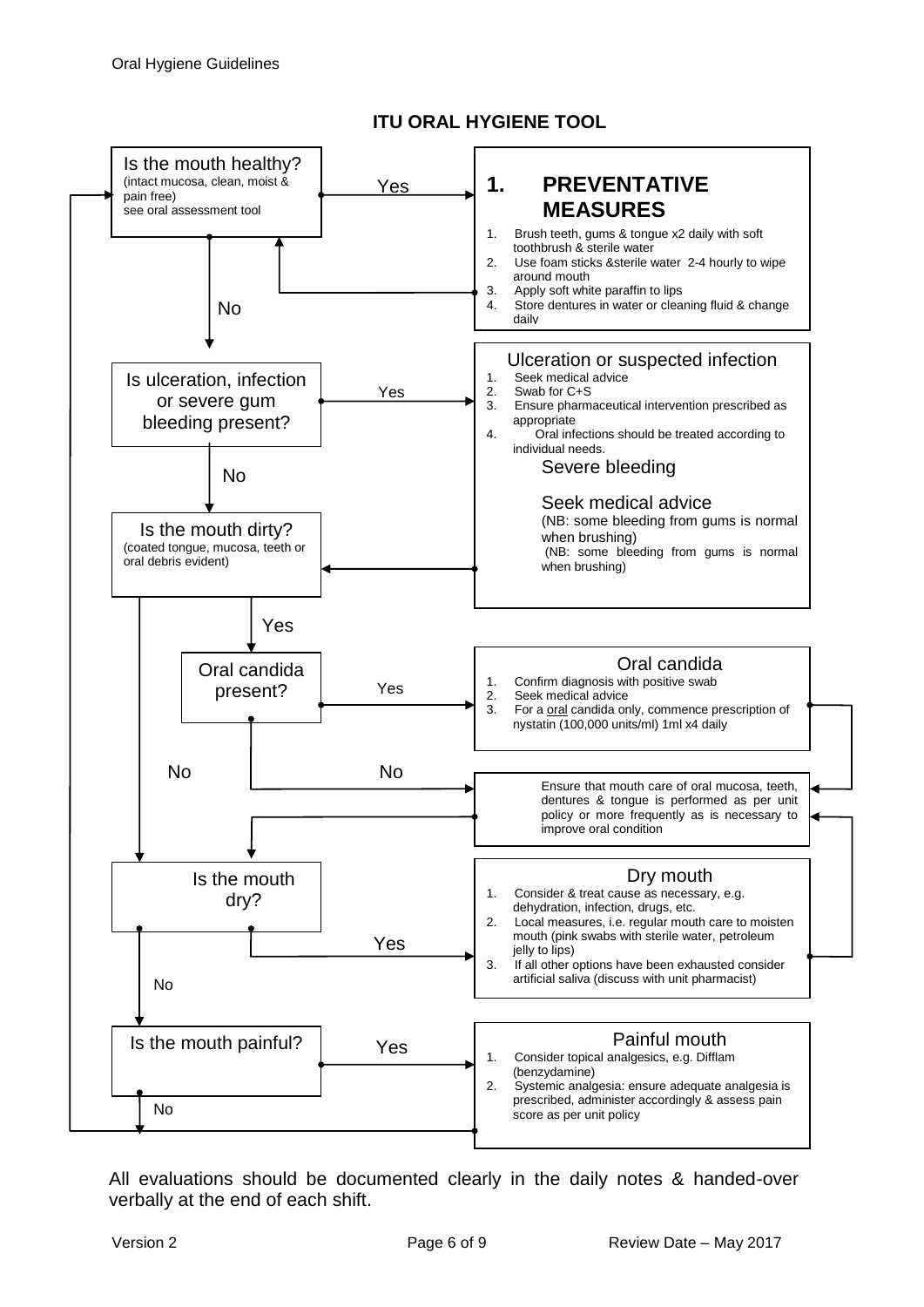## ITU ORAL HYGIENE TOOL

**Is the mouth healthy?** (intact mucosa, clean, moist & pain free) see oral assessment tool

- **Yes** → 

  ### 1. PREVENTATIVE MEASURES

  1. Brush teeth, gums & tongue x2 daily with soft toothbrush & sterile water
  2. Use foam sticks &sterile water 2-4 hourly to wipe around mouth
  3. Apply soft white paraffin to lips
  4. Store dentures in water or cleaning fluid & change daily

  → Return to "Is the mouth healthy?"

- **No** → **Is ulceration, infection or severe gum bleeding present?**

  - **Yes** →

    Ulceration or suspected infection

    1. Seek medical advice
    2. Swab for C+S
    3. Ensure pharmaceutical intervention prescribed as appropriate
    4. Oral infections should be treated according to individual needs.

    Severe bleeding

    Seek medical advice
    (NB: some bleeding from gums is normal when brushing)
    (NB: some bleeding from gums is normal when brushing)

    → Go to "Is the mouth dirty?"

  - **No** → **Is the mouth dirty?** (coated tongue, mucosa, teeth or oral debris evident)

    - **Yes** → **Oral candida present?**

      - **Yes** →

        Oral candida

        1. Confirm diagnosis with positive swab
        2. Seek medical advice
        3. For a oral candida only, commence prescription of nystatin (100,000 units/ml) 1ml x4 daily

        → Go to mouth care box below

      - **No** → Ensure that mouth care of oral mucosa, teeth, dentures & tongue is performed as per unit policy or more frequently as is necessary to improve oral condition

        → Go to "Is the mouth dry?"

    - **No** → **Is the mouth dry?**

      - **Yes** →

        Dry mouth

        1. Consider & treat cause as necessary, e.g. dehydration, infection, drugs, etc.
        2. Local measures, i.e. regular mouth care to moisten mouth (pink swabs with sterile water, petroleum jelly to lips)
        3. If all other options have been exhausted consider artificial saliva (discuss with unit pharmacist)

        → Go to mouth care box above

      - **No** → **Is the mouth painful?**

        - **Yes** →

          Painful mouth

          1. Consider topical analgesics, e.g. Difflam (benzydamine)
          2. Systemic analgesia: ensure adequate analgesia is prescribed, administer accordingly & assess pain score as per unit policy

          → Return to "Is the mouth healthy?"

        - **No** → Return to "Is the mouth healthy?"

All evaluations should be documented clearly in the daily notes & handed-over verbally at the end of each shift.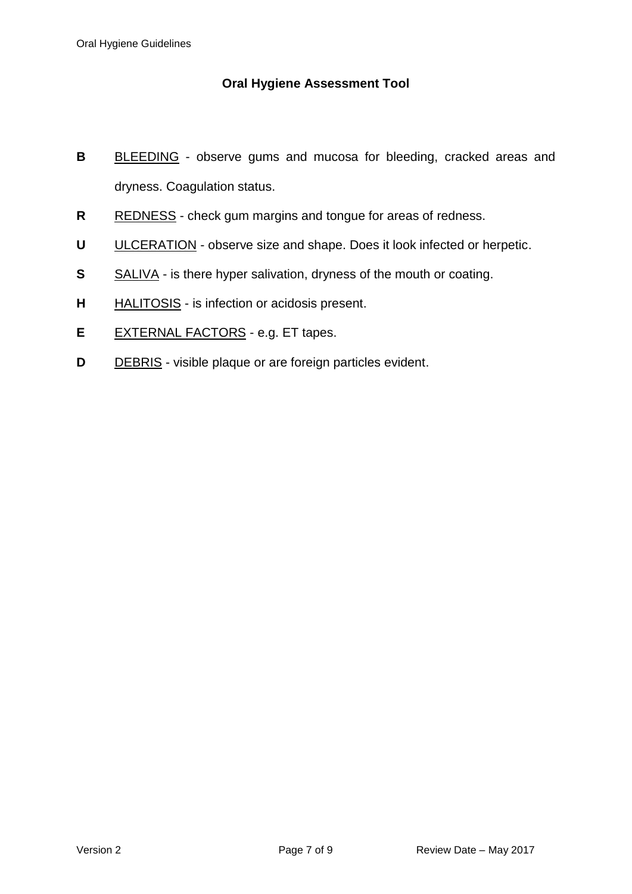## Oral Hygiene Assessment Tool

**B** BLEEDING - observe gums and mucosa for bleeding, cracked areas and dryness. Coagulation status.

**R** REDNESS - check gum margins and tongue for areas of redness.

**U** ULCERATION - observe size and shape. Does it look infected or herpetic.

**S** SALIVA - is there hyper salivation, dryness of the mouth or coating.

**H** HALITOSIS - is infection or acidosis present.

**E** EXTERNAL FACTORS - e.g. ET tapes.

**D** DEBRIS - visible plaque or are foreign particles evident.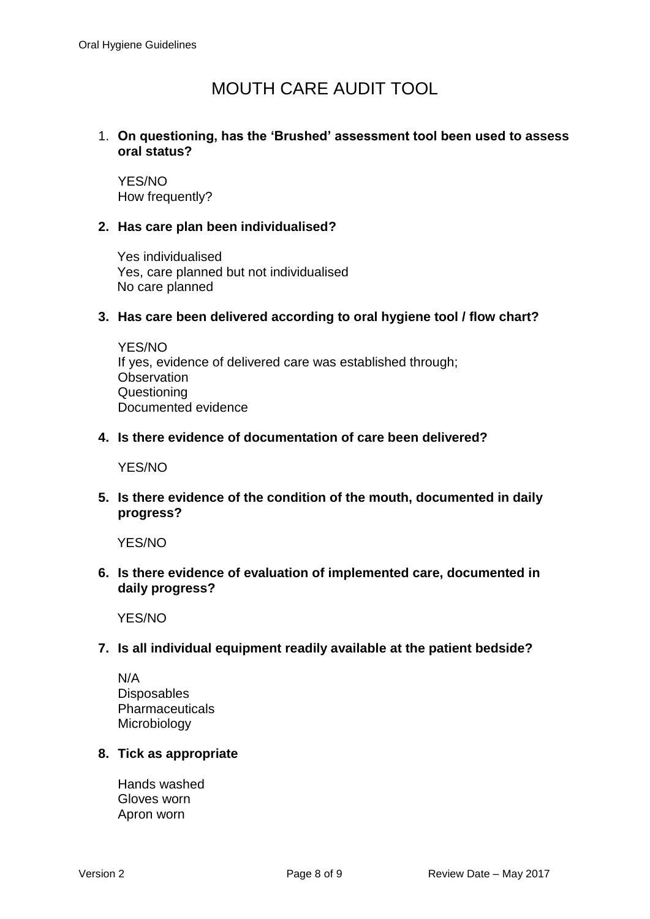# MOUTH CARE AUDIT TOOL

1. **On questioning, has the 'Brushed' assessment tool been used to assess oral status?**

   YES/NO
   How frequently?

2. **Has care plan been individualised?**

   Yes individualised
   Yes, care planned but not individualised
   No care planned

3. **Has care been delivered according to oral hygiene tool / flow chart?**

   YES/NO
   If yes, evidence of delivered care was established through;
   Observation
   Questioning
   Documented evidence

4. **Is there evidence of documentation of care been delivered?**

   YES/NO

5. **Is there evidence of the condition of the mouth, documented in daily progress?**

   YES/NO

6. **Is there evidence of evaluation of implemented care, documented in daily progress?**

   YES/NO

7. **Is all individual equipment readily available at the patient bedside?**

   N/A
   Disposables
   Pharmaceuticals
   Microbiology

8. **Tick as appropriate**

   Hands washed
   Gloves worn
   Apron worn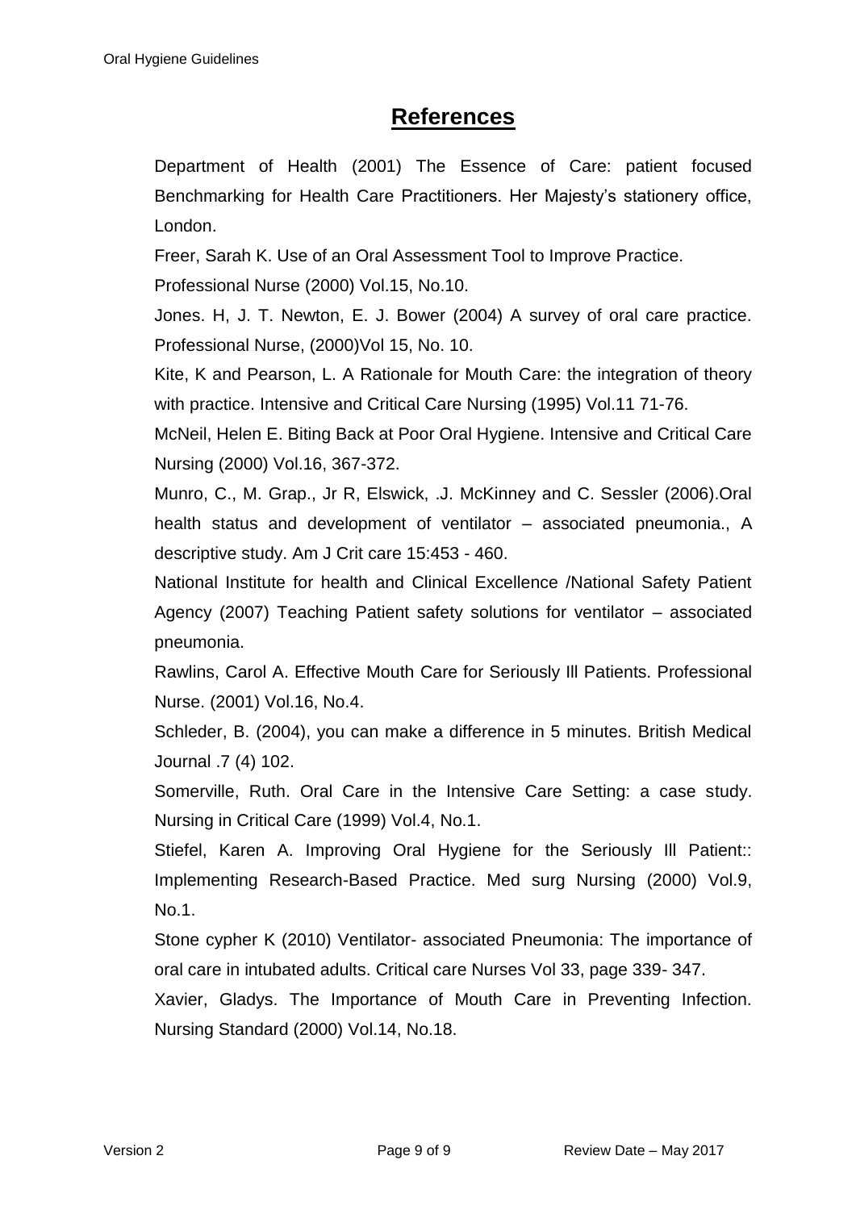# References

Department of Health (2001) The Essence of Care: patient focused Benchmarking for Health Care Practitioners. Her Majesty's stationery office, London.

Freer, Sarah K. Use of an Oral Assessment Tool to Improve Practice. Professional Nurse (2000) Vol.15, No.10.

Jones. H, J. T. Newton, E. J. Bower (2004) A survey of oral care practice. Professional Nurse, (2000)Vol 15, No. 10.

Kite, K and Pearson, L. A Rationale for Mouth Care: the integration of theory with practice. Intensive and Critical Care Nursing (1995) Vol.11 71-76.

McNeil, Helen E. Biting Back at Poor Oral Hygiene. Intensive and Critical Care Nursing (2000) Vol.16, 367-372.

Munro, C., M. Grap., Jr R, Elswick, .J. McKinney and C. Sessler (2006).Oral health status and development of ventilator – associated pneumonia., A descriptive study. Am J Crit care 15:453 - 460.

National Institute for health and Clinical Excellence /National Safety Patient Agency (2007) Teaching Patient safety solutions for ventilator – associated pneumonia.

Rawlins, Carol A. Effective Mouth Care for Seriously Ill Patients. Professional Nurse. (2001) Vol.16, No.4.

Schleder, B. (2004), you can make a difference in 5 minutes. British Medical Journal .7 (4) 102.

Somerville, Ruth. Oral Care in the Intensive Care Setting: a case study. Nursing in Critical Care (1999) Vol.4, No.1.

Stiefel, Karen A. Improving Oral Hygiene for the Seriously Ill Patient:: Implementing Research-Based Practice. Med surg Nursing (2000) Vol.9, No.1.

Stone cypher K (2010) Ventilator- associated Pneumonia: The importance of oral care in intubated adults. Critical care Nurses Vol 33, page 339- 347.

Xavier, Gladys. The Importance of Mouth Care in Preventing Infection. Nursing Standard (2000) Vol.14, No.18.